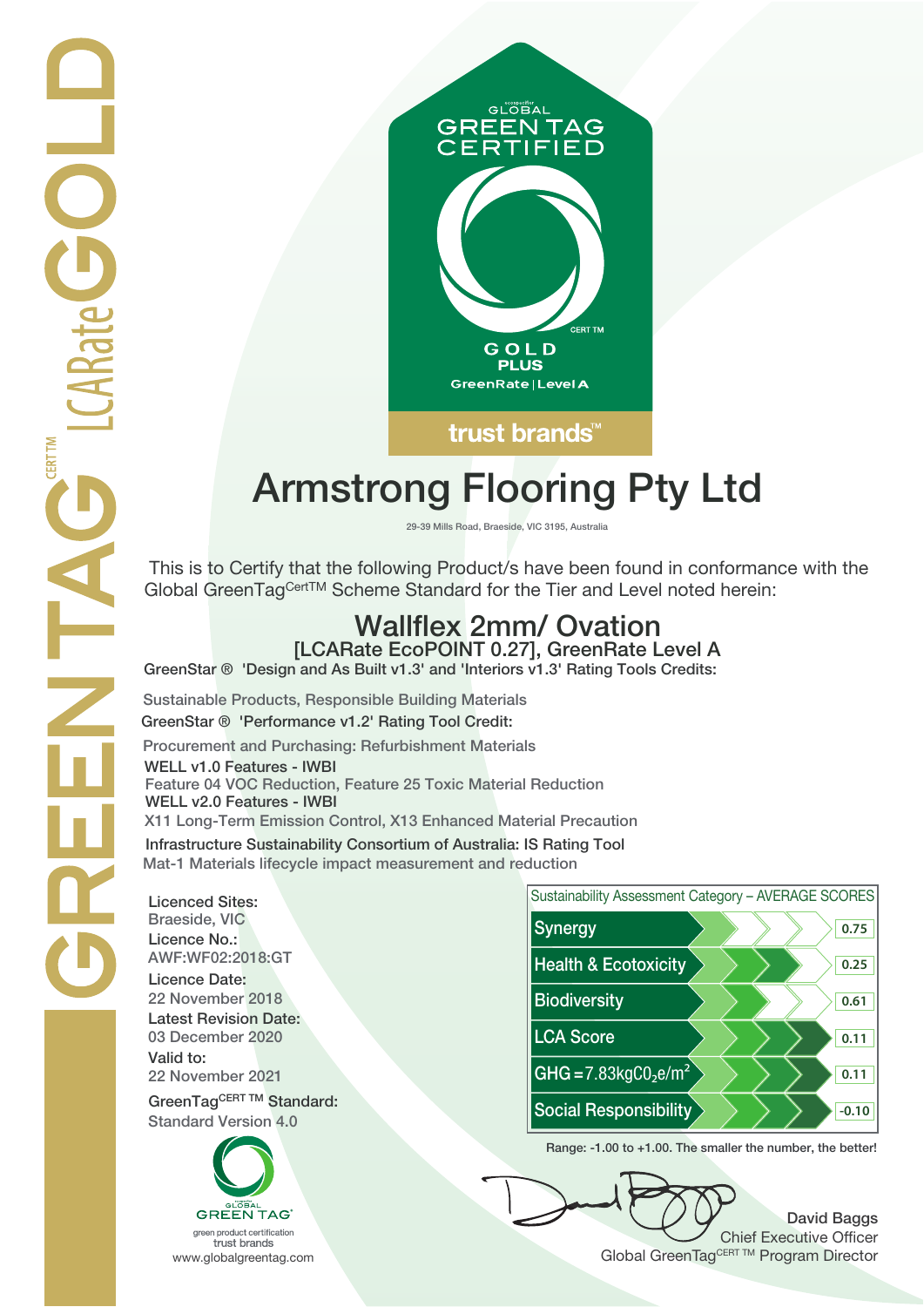GREENTAG CERT TM LCARate GOLD

GLOBAL GREEN TAG CERTIFIED

CERT TM

GOLD PLUS

GreenRate | Level A

trust brands™

# Armstrong Flooring Pty Ltd

29-39 Mills Road, Braeside, VIC 3195, Australia

This is to Certify that the following Product/s have been found in conformance with the Global GreenTag[CertTM] Scheme Standard for the Tier and Level noted herein:

## Wallflex 2mm/ Ovation

### [LCARate EcoPOINT 0.27], GreenRate Level A

**GreenStar ® 'Design and As Built v1.3' and 'Interiors v1.3' Rating Tools Credits:**

Sustainable Products, Responsible Building Materials

**GreenStar ® 'Performance v1.2' Rating Tool Credit:**

Procurement and Purchasing: Refurbishment Materials

**WELL v1.0 Features - IWBI**

Feature 04 VOC Reduction, Feature 25 Toxic Material Reduction

**WELL v2.0 Features - IWBI**

X11 Long-Term Emission Control, X13 Enhanced Material Precaution

**Infrastructure Sustainability Consortium of Australia: IS Rating Tool**

Mat-1 Materials lifecycle impact measurement and reduction

**Licenced Sites:**
Braeside, VIC

**Licence No.:**
AWF:WF02:2018:GT

**Licence Date:**
22 November 2018

**Latest Revision Date:**
03 December 2020

**Valid to:**
22 November 2021

**GreenTag[CERT TM] Standard:**
Standard Version 4.0

| Sustainability Assessment Category – AVERAGE SCORES | |
|---|---|
| Synergy | 0.75 |
| Health & Ecotoxicity | 0.25 |
| Biodiversity | 0.61 |
| LCA Score | 0.11 |
| GHG = 7.83kg$CO_2$e/$m^2$ | 0.11 |
| Social Responsibility | -0.10 |

Range: -1.00 to +1.00. The smaller the number, the better!

GLOBAL GREEN TAG®
green product certification
trust brands
www.globalgreentag.com

**David Baggs**
Chief Executive Officer
Global GreenTag[CERT TM] Program Director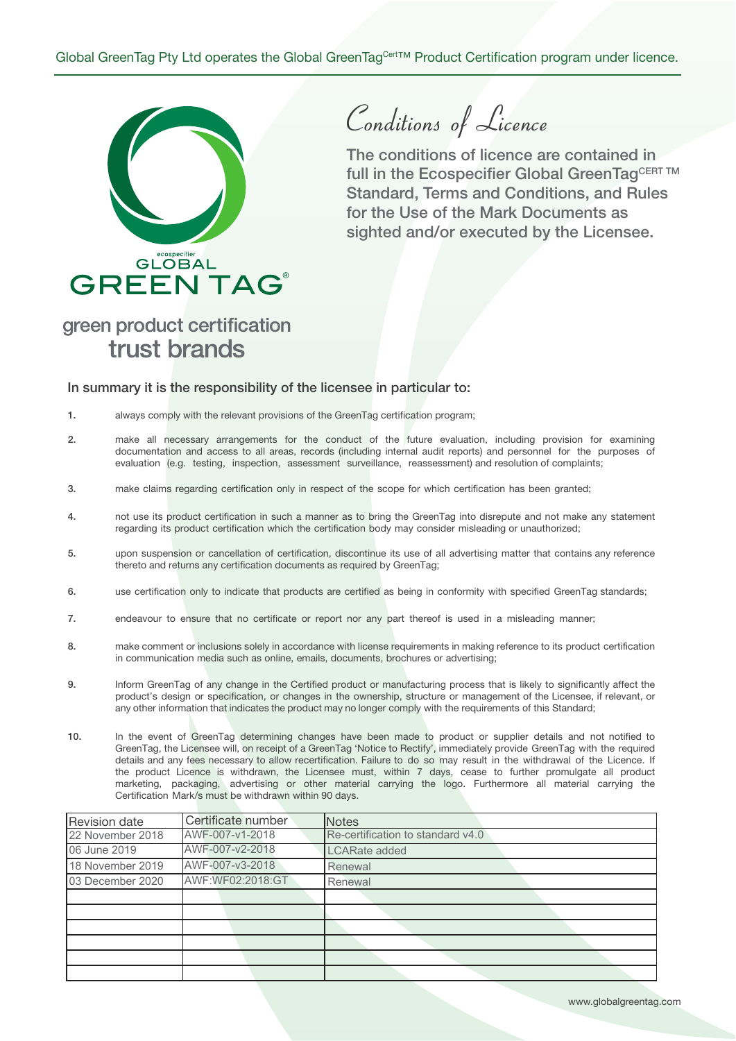Global GreenTag Pty Ltd operates the Global GreenTag[Cert]™ Product Certification program under licence.

ecospecifier GLOBAL GREEN TAG®

green product certification
trust brands

# Conditions of Licence

**The conditions of licence are contained in full in the Ecospecifier Global GreenTag[CERT TM] Standard, Terms and Conditions, and Rules for the Use of the Mark Documents as sighted and/or executed by the Licensee.**

## In summary it is the responsibility of the licensee in particular to:

1. always comply with the relevant provisions of the GreenTag certification program;
2. make all necessary arrangements for the conduct of the future evaluation, including provision for examining documentation and access to all areas, records (including internal audit reports) and personnel for the purposes of evaluation (e.g. testing, inspection, assessment surveillance, reassessment) and resolution of complaints;
3. make claims regarding certification only in respect of the scope for which certification has been granted;
4. not use its product certification in such a manner as to bring the GreenTag into disrepute and not make any statement regarding its product certification which the certification body may consider misleading or unauthorized;
5. upon suspension or cancellation of certification, discontinue its use of all advertising matter that contains any reference thereto and returns any certification documents as required by GreenTag;
6. use certification only to indicate that products are certified as being in conformity with specified GreenTag standards;
7. endeavour to ensure that no certificate or report nor any part thereof is used in a misleading manner;
8. make comment or inclusions solely in accordance with license requirements in making reference to its product certification in communication media such as online, emails, documents, brochures or advertising;
9. Inform GreenTag of any change in the Certified product or manufacturing process that is likely to significantly affect the product's design or specification, or changes in the ownership, structure or management of the Licensee, if relevant, or any other information that indicates the product may no longer comply with the requirements of this Standard;
10. In the event of GreenTag determining changes have been made to product or supplier details and not notified to GreenTag, the Licensee will, on receipt of a GreenTag 'Notice to Rectify', immediately provide GreenTag with the required details and any fees necessary to allow recertification. Failure to do so may result in the withdrawal of the Licence. If the product Licence is withdrawn, the Licensee must, within 7 days, cease to further promulgate all product marketing, packaging, advertising or other material carrying the logo. Furthermore all material carrying the Certification Mark/s must be withdrawn within 90 days.

| Revision date | Certificate number | Notes |
|---|---|---|
| 22 November 2018 | AWF-007-v1-2018 | Re-certification to standard v4.0 |
| 06 June 2019 | AWF-007-v2-2018 | LCARate added |
| 18 November 2019 | AWF-007-v3-2018 | Renewal |
| 03 December 2020 | AWF:WF02:2018:GT | Renewal |
| | | |
| | | |
| | | |
| | | |
| | | |
| | | |

www.globalgreentag.com